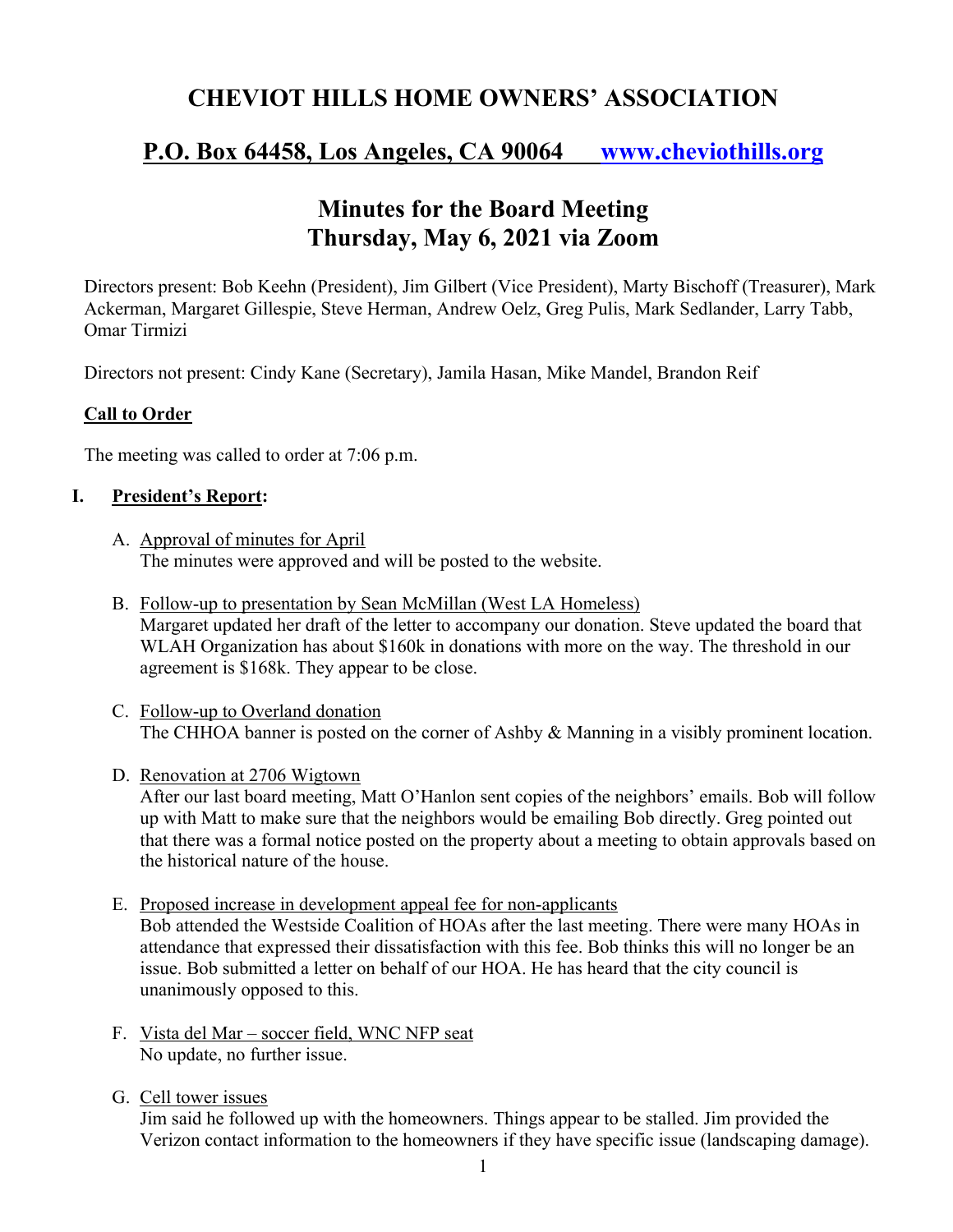# CHEVIOT HILLS HOME OWNERS' ASSOCIATION

## P.O. Box 64458, Los Angeles, CA 90064 [www.cheviothills.org](http://www.cheviothills.org)

## Minutes for the Board Meeting
## Thursday, May 6, 2021 via Zoom

Directors present: Bob Keehn (President), Jim Gilbert (Vice President), Marty Bischoff (Treasurer), Mark Ackerman, Margaret Gillespie, Steve Herman, Andrew Oelz, Greg Pulis, Mark Sedlander, Larry Tabb, Omar Tirmizi

Directors not present: Cindy Kane (Secretary), Jamila Hasan, Mike Mandel, Brandon Reif

### Call to Order

The meeting was called to order at 7:06 p.m.

### I. President's Report:

A. Approval of minutes for April
The minutes were approved and will be posted to the website.

B. Follow-up to presentation by Sean McMillan (West LA Homeless)
Margaret updated her draft of the letter to accompany our donation. Steve updated the board that WLAH Organization has about $160k in donations with more on the way. The threshold in our agreement is $168k. They appear to be close.

C. Follow-up to Overland donation
The CHHOA banner is posted on the corner of Ashby & Manning in a visibly prominent location.

D. Renovation at 2706 Wigtown
After our last board meeting, Matt O'Hanlon sent copies of the neighbors' emails. Bob will follow up with Matt to make sure that the neighbors would be emailing Bob directly. Greg pointed out that there was a formal notice posted on the property about a meeting to obtain approvals based on the historical nature of the house.

E. Proposed increase in development appeal fee for non-applicants
Bob attended the Westside Coalition of HOAs after the last meeting. There were many HOAs in attendance that expressed their dissatisfaction with this fee. Bob thinks this will no longer be an issue. Bob submitted a letter on behalf of our HOA. He has heard that the city council is unanimously opposed to this.

F. Vista del Mar – soccer field, WNC NFP seat
No update, no further issue.

G. Cell tower issues
Jim said he followed up with the homeowners. Things appear to be stalled. Jim provided the Verizon contact information to the homeowners if they have specific issue (landscaping damage).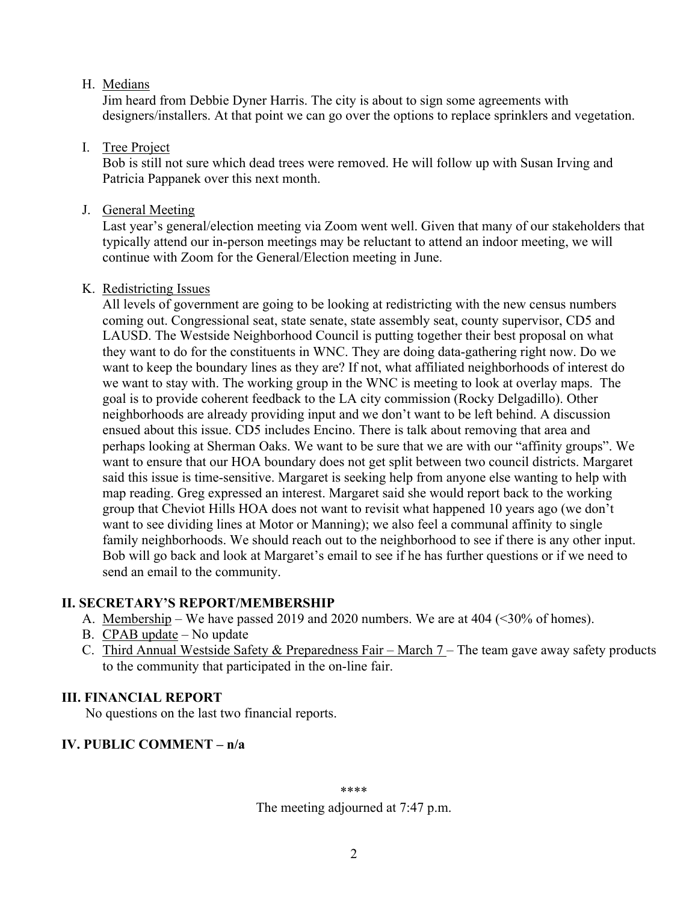H. Medians

Jim heard from Debbie Dyner Harris. The city is about to sign some agreements with designers/installers. At that point we can go over the options to replace sprinklers and vegetation.

I. Tree Project

Bob is still not sure which dead trees were removed. He will follow up with Susan Irving and Patricia Pappanek over this next month.

J. General Meeting

Last year's general/election meeting via Zoom went well. Given that many of our stakeholders that typically attend our in-person meetings may be reluctant to attend an indoor meeting, we will continue with Zoom for the General/Election meeting in June.

K. Redistricting Issues

All levels of government are going to be looking at redistricting with the new census numbers coming out. Congressional seat, state senate, state assembly seat, county supervisor, CD5 and LAUSD. The Westside Neighborhood Council is putting together their best proposal on what they want to do for the constituents in WNC. They are doing data-gathering right now. Do we want to keep the boundary lines as they are? If not, what affiliated neighborhoods of interest do we want to stay with. The working group in the WNC is meeting to look at overlay maps. The goal is to provide coherent feedback to the LA city commission (Rocky Delgadillo). Other neighborhoods are already providing input and we don't want to be left behind. A discussion ensued about this issue. CD5 includes Encino. There is talk about removing that area and perhaps looking at Sherman Oaks. We want to be sure that we are with our "affinity groups". We want to ensure that our HOA boundary does not get split between two council districts. Margaret said this issue is time-sensitive. Margaret is seeking help from anyone else wanting to help with map reading. Greg expressed an interest. Margaret said she would report back to the working group that Cheviot Hills HOA does not want to revisit what happened 10 years ago (we don't want to see dividing lines at Motor or Manning); we also feel a communal affinity to single family neighborhoods. We should reach out to the neighborhood to see if there is any other input. Bob will go back and look at Margaret's email to see if he has further questions or if we need to send an email to the community.

## II. SECRETARY'S REPORT/MEMBERSHIP

A. Membership – We have passed 2019 and 2020 numbers. We are at 404 (<30% of homes).

B. CPAB update – No update

C. Third Annual Westside Safety & Preparedness Fair – March 7 – The team gave away safety products to the community that participated in the on-line fair.

## III. FINANCIAL REPORT

No questions on the last two financial reports.

## IV. PUBLIC COMMENT – n/a

****

The meeting adjourned at 7:47 p.m.